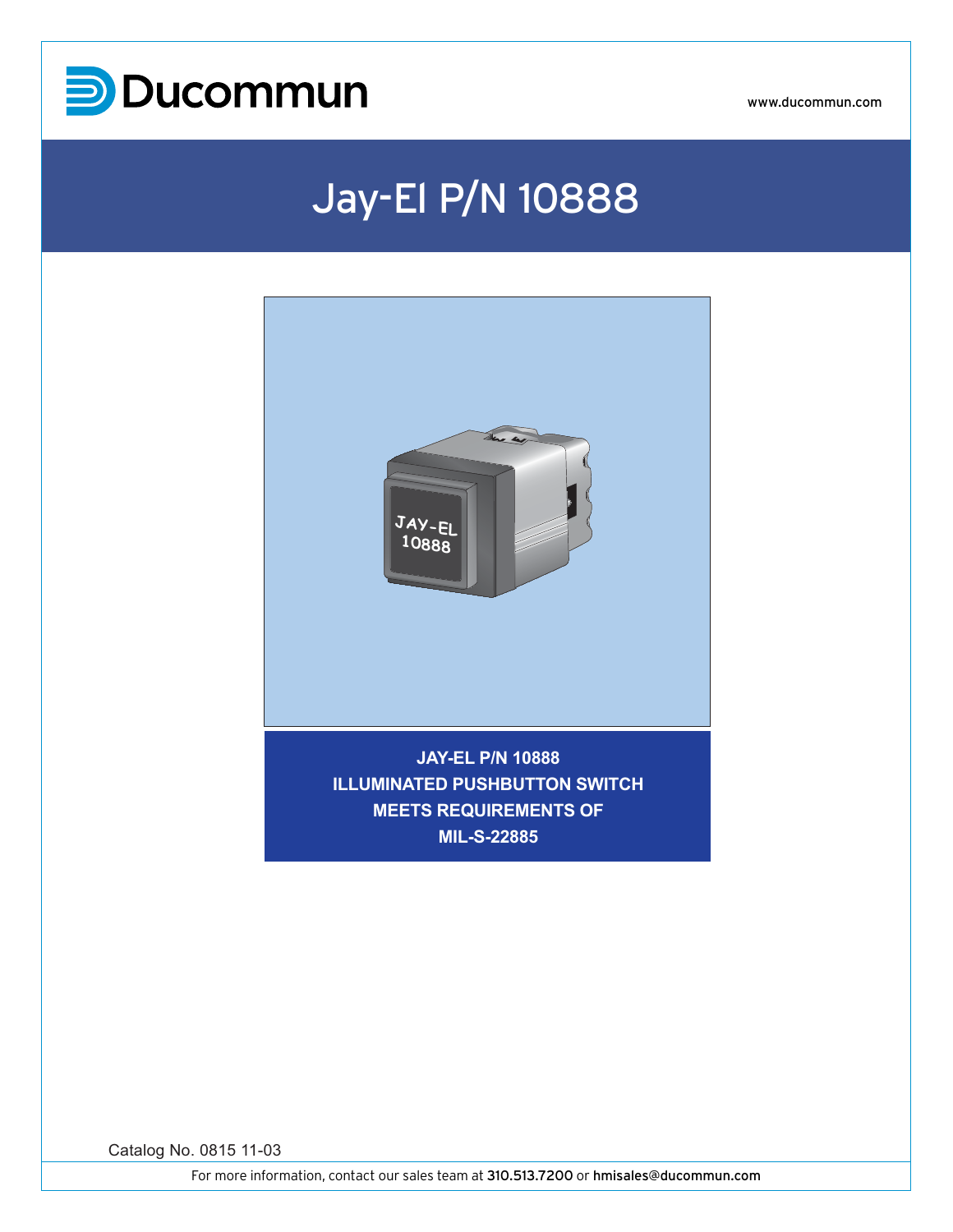Ducommun

www.ducommun.com

# Jay-El P/N 10888

**JAY-EL P/N 10888**
**ILLUMINATED PUSHBUTTON SWITCH**
**MEETS REQUIREMENTS OF**
**MIL-S-22885**

Catalog No. 0815 11-03

For more information, contact our sales team at 310.513.7200 or hmisales@ducommun.com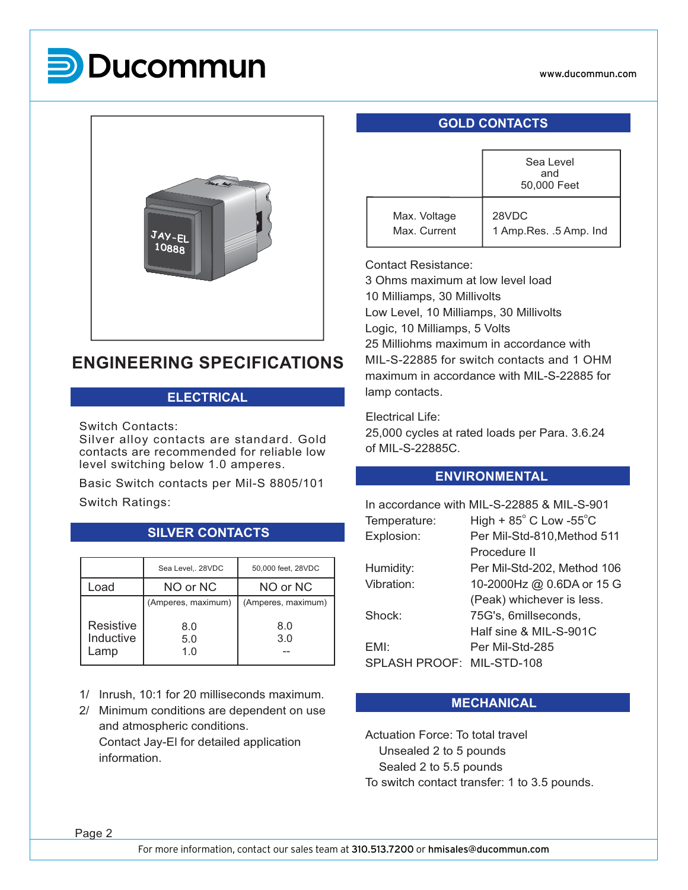# ENGINEERING SPECIFICATIONS

## ELECTRICAL

Switch Contacts:
Silver alloy contacts are standard. Gold contacts are recommended for reliable low level switching below 1.0 amperes.

Basic Switch contacts per Mil-S 8805/101

Switch Ratings:

### SILVER CONTACTS

| | Sea Level,. 28VDC | 50,000 feet, 28VDC |
|---|---|---|
| Load | NO or NC | NO or NC |
| | (Amperes, maximum) | (Amperes, maximum) |
| Resistive | 8.0 | 8.0 |
| Inductive | 5.0 | 3.0 |
| Lamp | 1.0 | -- |

1/ Inrush, 10:1 for 20 milliseconds maximum.
2/ Minimum conditions are dependent on use and atmospheric conditions.
Contact Jay-El for detailed application information.

### GOLD CONTACTS

| | Sea Level and 50,000 Feet |
|---|---|
| Max. Voltage | 28VDC |
| Max. Current | 1 Amp.Res. .5 Amp. Ind |

Contact Resistance:
3 Ohms maximum at low level load
10 Milliamps, 30 Millivolts
Low Level, 10 Milliamps, 30 Millivolts
Logic, 10 Milliamps, 5 Volts
25 Milliohms maximum in accordance with MIL-S-22885 for switch contacts and 1 OHM maximum in accordance with MIL-S-22885 for lamp contacts.

Electrical Life:
25,000 cycles at rated loads per Para. 3.6.24 of MIL-S-22885C.

## ENVIRONMENTAL

In accordance with MIL-S-22885 & MIL-S-901

| | |
|---|---|
| Temperature: | High + 85° C Low -55°C |
| Explosion: | Per Mil-Std-810,Method 511 Procedure II |
| Humidity: | Per Mil-Std-202, Method 106 |
| Vibration: | 10-2000Hz @ 0.6DA or 15 G (Peak) whichever is less. |
| Shock: | 75G's, 6millseconds, Half sine & MIL-S-901C |
| EMI: | Per Mil-Std-285 |
| SPLASH PROOF: | MIL-STD-108 |

## MECHANICAL

Actuation Force: To total travel
- Unsealed 2 to 5 pounds
- Sealed 2 to 5.5 pounds

To switch contact transfer: 1 to 3.5 pounds.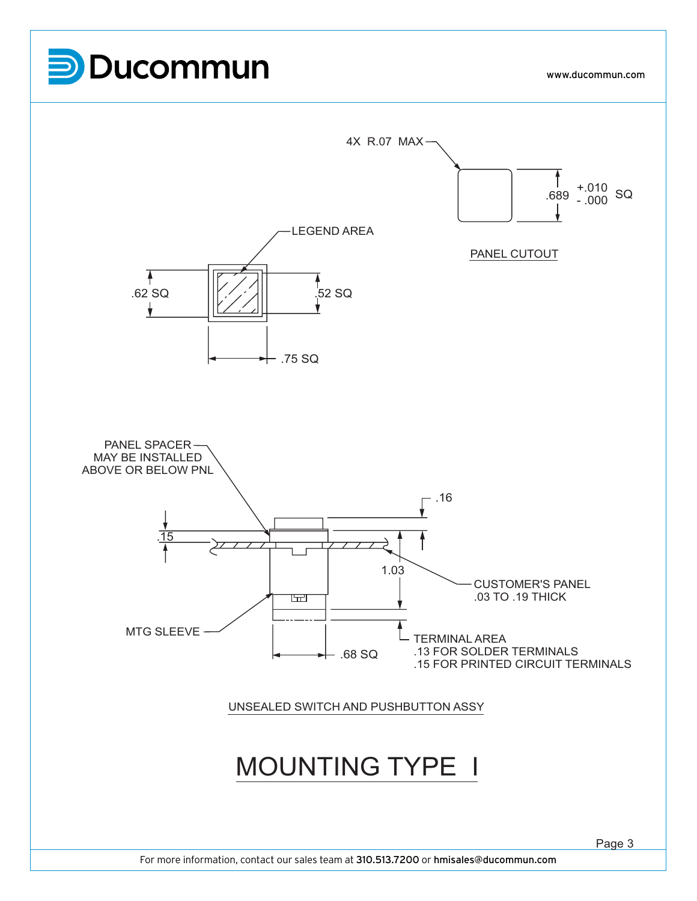4X R.07 MAX

.689 +.010 / -.000 SQ

PANEL CUTOUT

LEGEND AREA

.62 SQ

.52 SQ

.75 SQ

PANEL SPACER
MAY BE INSTALLED
ABOVE OR BELOW PNL

.16

.15

1.03

CUSTOMER'S PANEL
.03 TO .19 THICK

MTG SLEEVE

.68 SQ

TERMINAL AREA
.13 FOR SOLDER TERMINALS
.15 FOR PRINTED CIRCUIT TERMINALS

UNSEALED SWITCH AND PUSHBUTTON ASSY

# MOUNTING TYPE I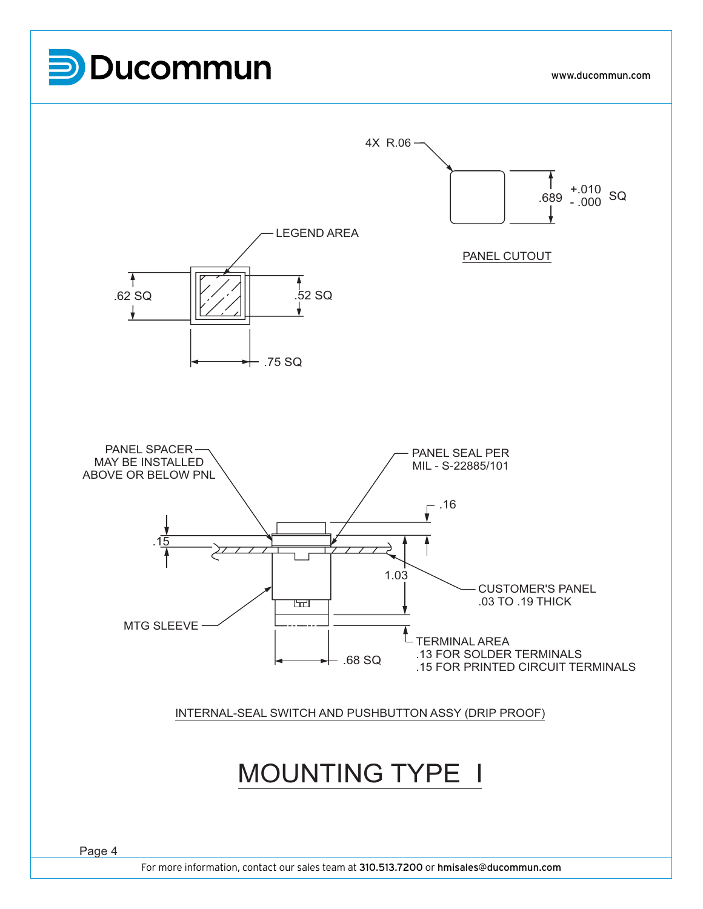Ducommun

www.ducommun.com

4X R.06

.689 +.010 / -.000 SQ

PANEL CUTOUT

LEGEND AREA

.62 SQ

.52 SQ

.75 SQ

PANEL SPACER MAY BE INSTALLED ABOVE OR BELOW PNL

PANEL SEAL PER MIL - S-22885/101

.16

.15

1.03

CUSTOMER'S PANEL .03 TO .19 THICK

MTG SLEEVE

TERMINAL AREA
.13 FOR SOLDER TERMINALS
.15 FOR PRINTED CIRCUIT TERMINALS

.68 SQ

INTERNAL-SEAL SWITCH AND PUSHBUTTON ASSY (DRIP PROOF)

# MOUNTING TYPE I

For more information, contact our sales team at 310.513.7200 or hmisales@ducommun.com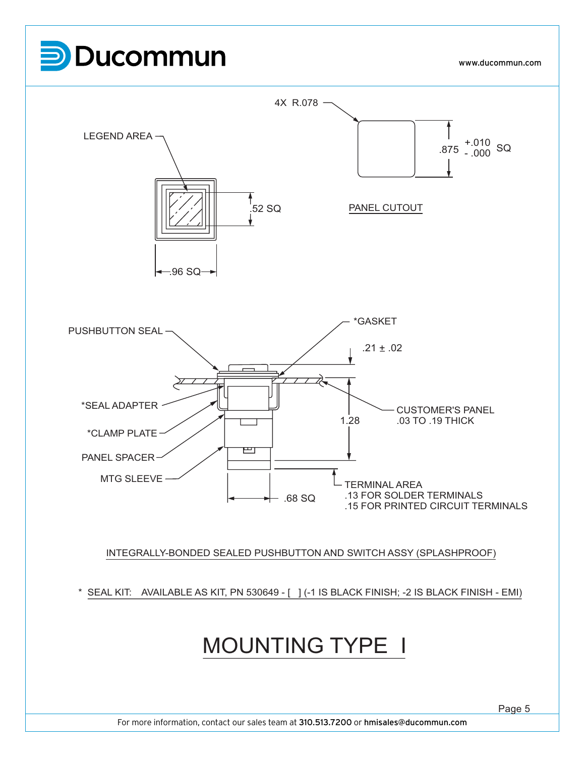LEGEND AREA

.52 SQ

.96 SQ

4X R.078

.875 +.010 / -.000 SQ

PANEL CUTOUT

PUSHBUTTON SEAL

*GASKET

.21 ± .02

*SEAL ADAPTER

*CLAMP PLATE

PANEL SPACER

MTG SLEEVE

1.28

CUSTOMER'S PANEL .03 TO .19 THICK

TERMINAL AREA
.13 FOR SOLDER TERMINALS
.15 FOR PRINTED CIRCUIT TERMINALS

.68 SQ

INTEGRALLY-BONDED SEALED PUSHBUTTON AND SWITCH ASSY (SPLASHPROOF)

* SEAL KIT: AVAILABLE AS KIT, PN 530649 - [ ] (-1 IS BLACK FINISH; -2 IS BLACK FINISH - EMI)

# MOUNTING TYPE I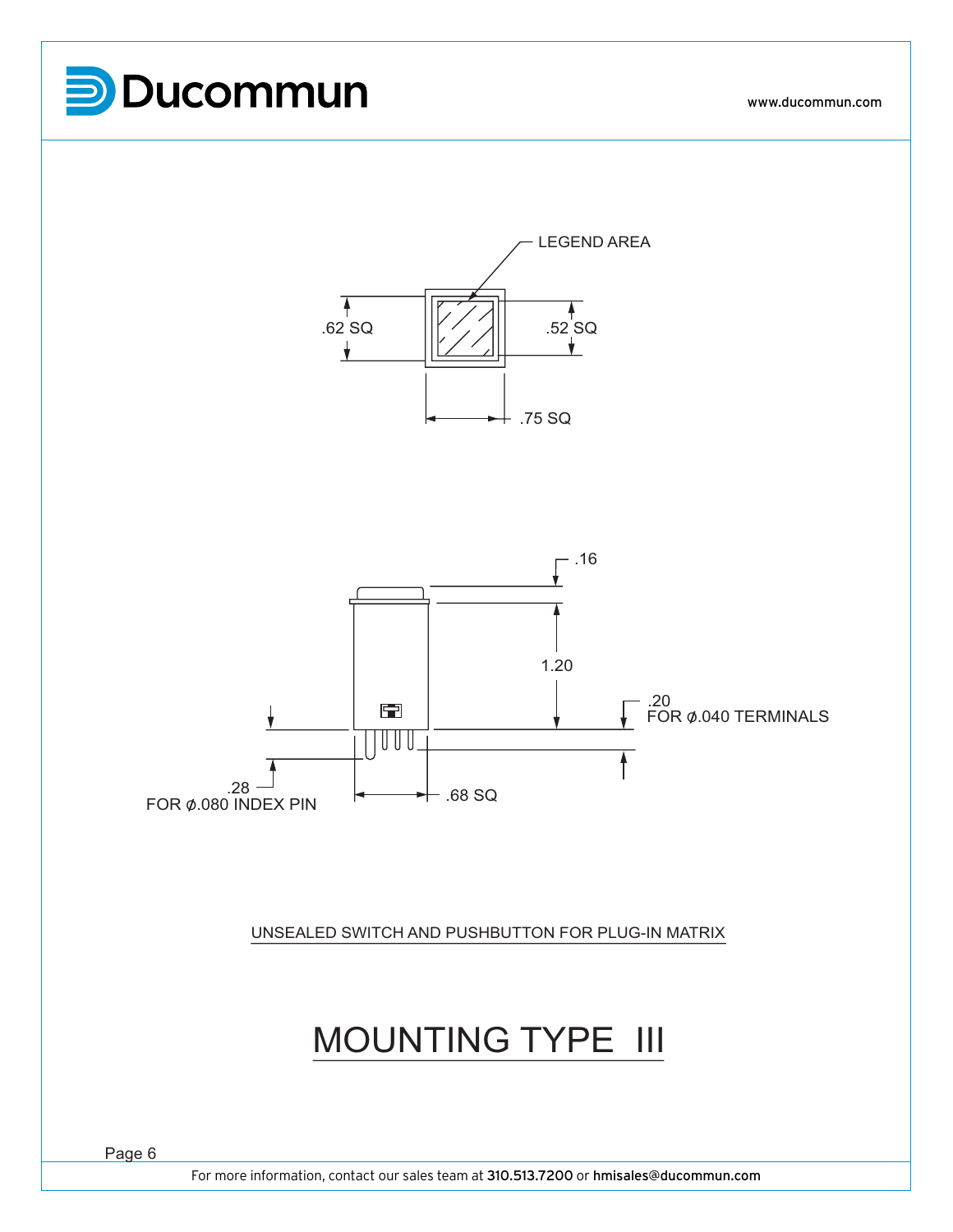LEGEND AREA

.62 SQ

.52 SQ

.75 SQ

.16

1.20

.20
FOR ⌀.040 TERMINALS

.28
FOR ⌀.080 INDEX PIN

.68 SQ

UNSEALED SWITCH AND PUSHBUTTON FOR PLUG-IN MATRIX

# MOUNTING TYPE III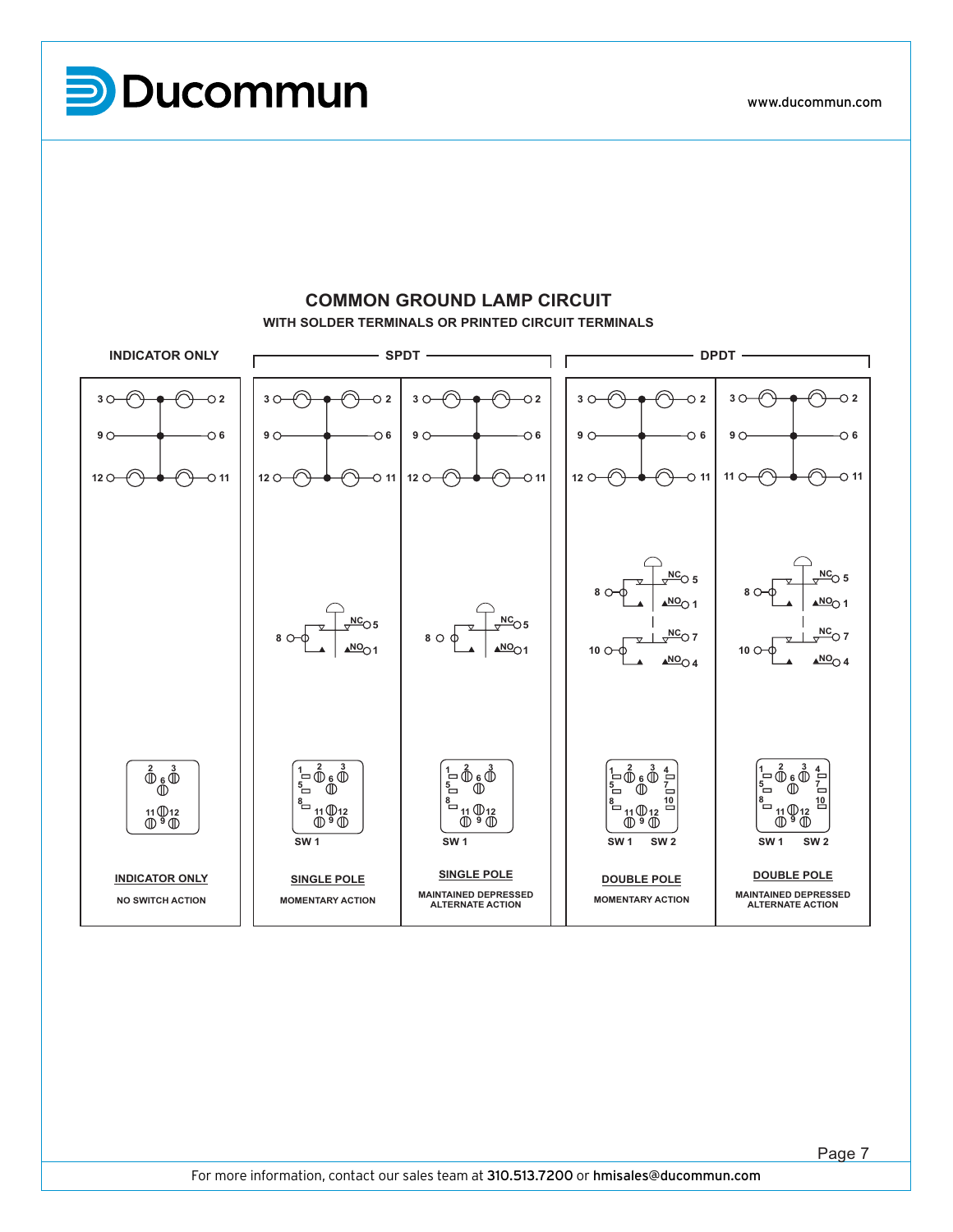## COMMON GROUND LAMP CIRCUIT

**WITH SOLDER TERMINALS OR PRINTED CIRCUIT TERMINALS**

| INDICATOR ONLY | SPDT | | DPDT | |
|---|---|---|---|---|
| **INDICATOR ONLY** | **SINGLE POLE** | **SINGLE POLE** | **DOUBLE POLE** | **DOUBLE POLE** |
| NO SWITCH ACTION | MOMENTARY ACTION | MAINTAINED DEPRESSED ALTERNATE ACTION | MOMENTARY ACTION | MAINTAINED DEPRESSED ALTERNATE ACTION |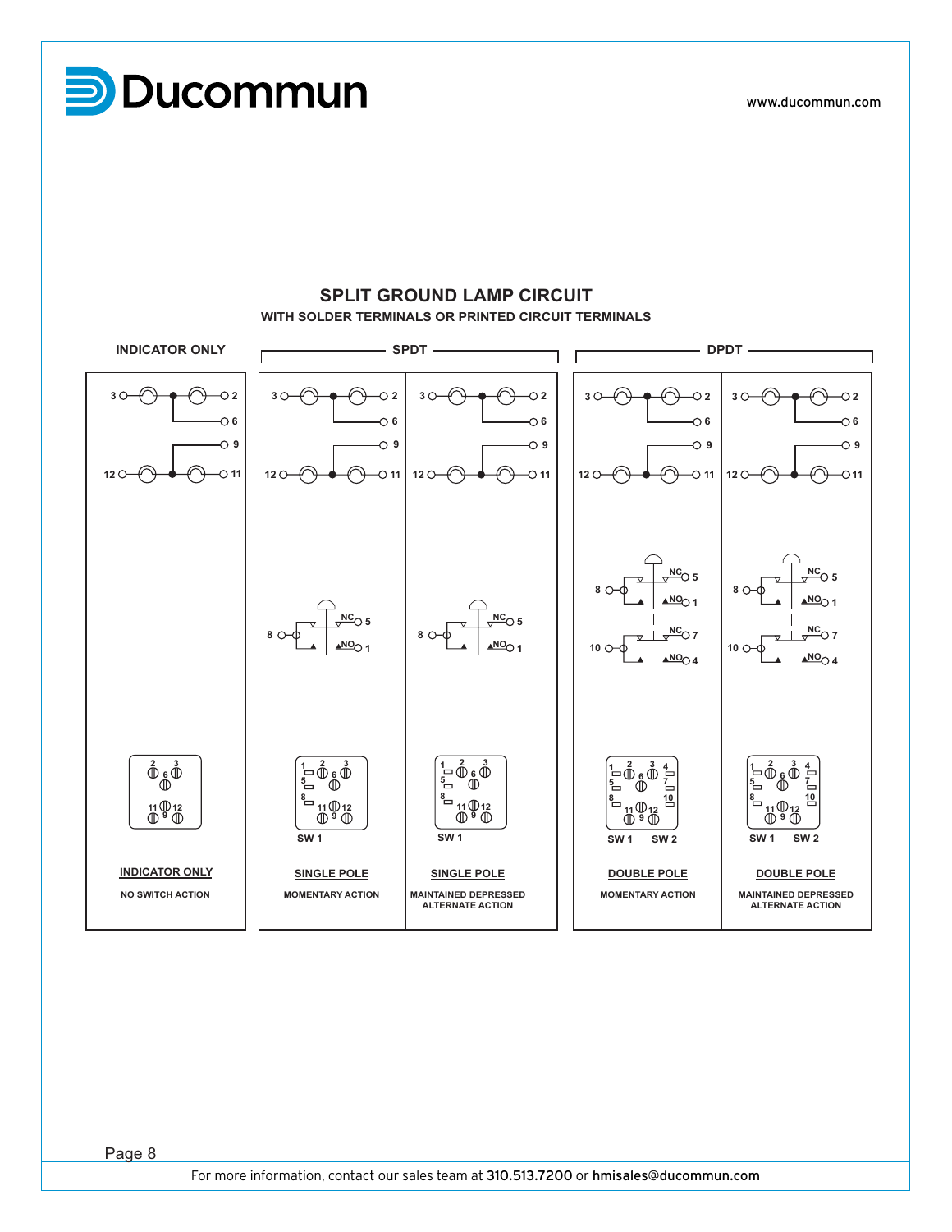## SPLIT GROUND LAMP CIRCUIT

**WITH SOLDER TERMINALS OR PRINTED CIRCUIT TERMINALS**

| INDICATOR ONLY | SPDT | | DPDT | |
|---|---|---|---|---|
| **INDICATOR ONLY** | **SINGLE POLE** | **SINGLE POLE** | **DOUBLE POLE** | **DOUBLE POLE** |
| NO SWITCH ACTION | MOMENTARY ACTION | MAINTAINED DEPRESSED ALTERNATE ACTION | MOMENTARY ACTION | MAINTAINED DEPRESSED ALTERNATE ACTION |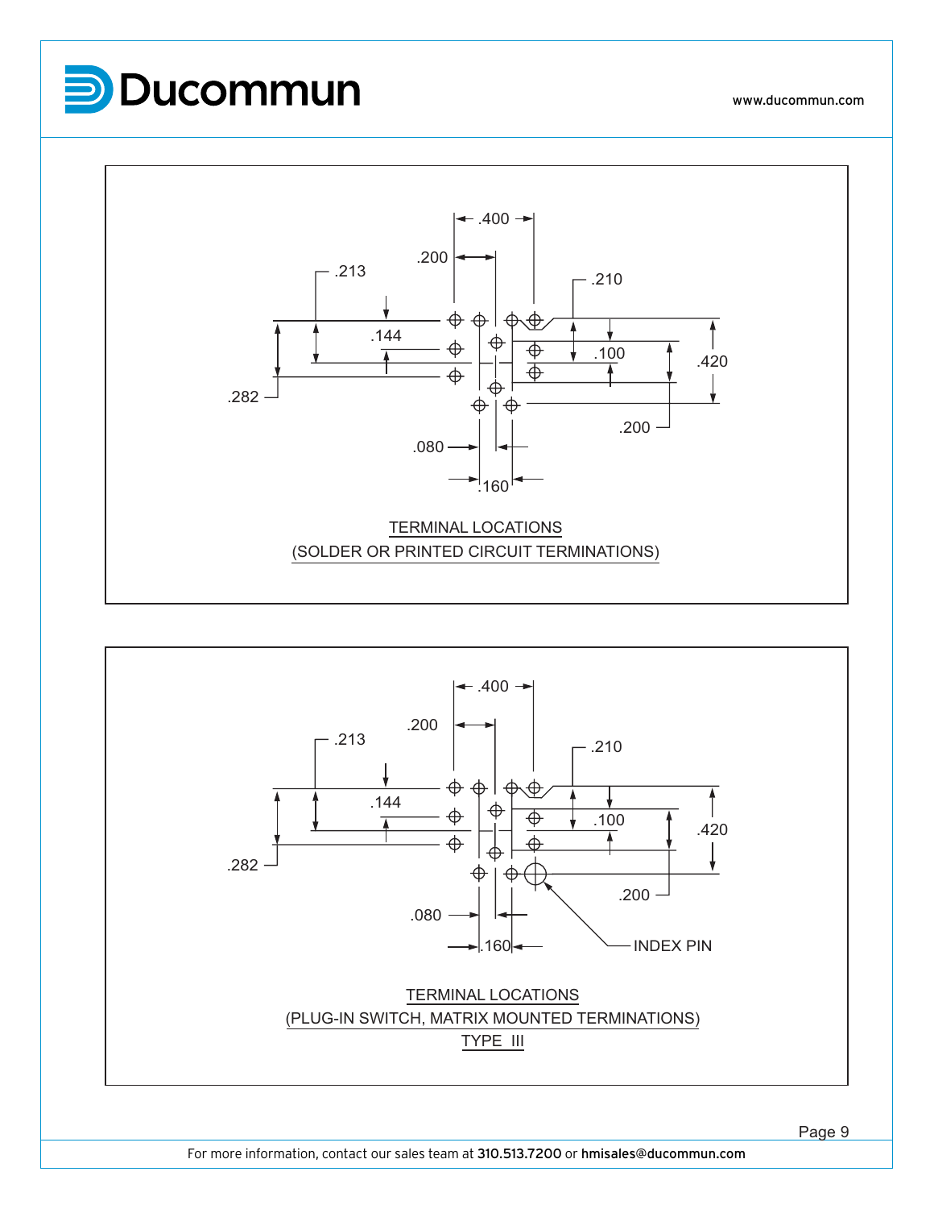.400

.200

.213

.210

.144

.100

.420

.282

.200

.080

.160

TERMINAL LOCATIONS
(SOLDER OR PRINTED CIRCUIT TERMINATIONS)

.400

.200

.213

.210

.144

.100

.420

.282

.200

.080

.160

INDEX PIN

TERMINAL LOCATIONS
(PLUG-IN SWITCH, MATRIX MOUNTED TERMINATIONS)
TYPE III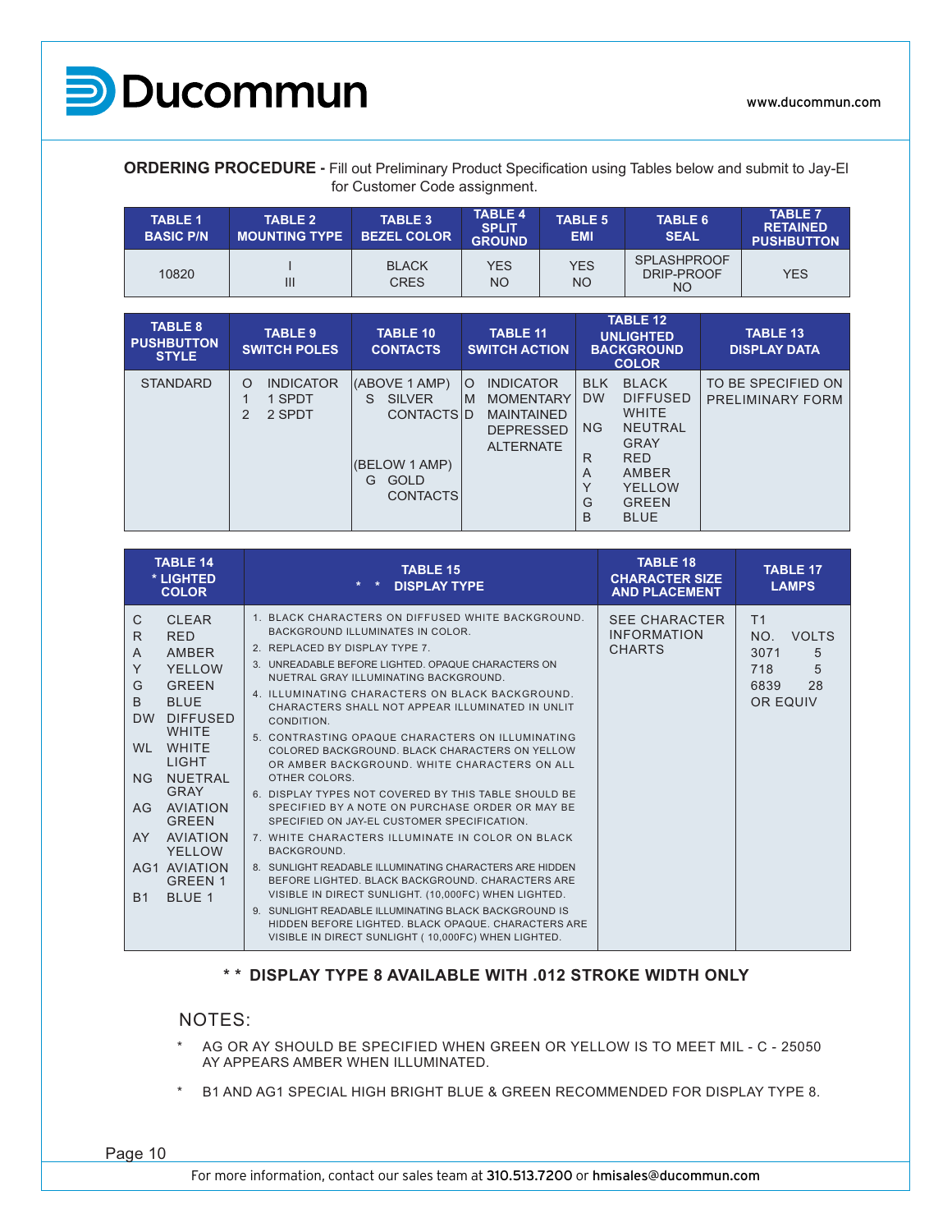**ORDERING PROCEDURE -** Fill out Preliminary Product Specification using Tables below and submit to Jay-El for Customer Code assignment.

| TABLE 1 BASIC P/N | TABLE 2 MOUNTING TYPE | TABLE 3 BEZEL COLOR | TABLE 4 SPLIT GROUND | TABLE 5 EMI | TABLE 6 SEAL | TABLE 7 RETAINED PUSHBUTTON |
|---|---|---|---|---|---|---|
| 10820 | I<br>III | BLACK<br>CRES | YES<br>NO | YES<br>NO | SPLASHPROOF<br>DRIP-PROOF<br>NO | YES |

| TABLE 8 PUSHBUTTON STYLE | TABLE 9 SWITCH POLES | TABLE 10 CONTACTS | TABLE 11 SWITCH ACTION | TABLE 12 UNLIGHTED BACKGROUND COLOR | TABLE 13 DISPLAY DATA |
|---|---|---|---|---|---|
| STANDARD | O INDICATOR<br>1 1 SPDT<br>2 2 SPDT | (ABOVE 1 AMP)<br>S SILVER CONTACTS<br><br>(BELOW 1 AMP)<br>G GOLD CONTACTS | O INDICATOR<br>M MOMENTARY<br>D MAINTAINED DEPRESSED ALTERNATE | BLK BLACK<br>DW DIFFUSED WHITE<br>NG NEUTRAL GRAY<br>R RED<br>A AMBER<br>Y YELLOW<br>G GREEN<br>B BLUE | TO BE SPECIFIED ON PRELIMINARY FORM |

| TABLE 14 * LIGHTED COLOR | TABLE 15 * * DISPLAY TYPE | TABLE 18 CHARACTER SIZE AND PLACEMENT | TABLE 17 LAMPS |
|---|---|---|---|
| C CLEAR<br>R RED<br>A AMBER<br>Y YELLOW<br>G GREEN<br>B BLUE<br>DW DIFFUSED WHITE<br>WL WHITE LIGHT<br>NG NUETRAL GRAY<br>AG AVIATION GREEN<br>AY AVIATION YELLOW<br>AG1 AVIATION GREEN 1<br>B1 BLUE 1 | 1. BLACK CHARACTERS ON DIFFUSED WHITE BACKGROUND. BACKGROUND ILLUMINATES IN COLOR.<br>2. REPLACED BY DISPLAY TYPE 7.<br>3. UNREADABLE BEFORE LIGHTED. OPAQUE CHARACTERS ON NUETRAL GRAY ILLUMINATING BACKGROUND.<br>4. ILLUMINATING CHARACTERS ON BLACK BACKGROUND. CHARACTERS SHALL NOT APPEAR ILLUMINATED IN UNLIT CONDITION.<br>5. CONTRASTING OPAQUE CHARACTERS ON ILLUMINATING COLORED BACKGROUND. BLACK CHARACTERS ON YELLOW OR AMBER BACKGROUND. WHITE CHARACTERS ON ALL OTHER COLORS.<br>6. DISPLAY TYPES NOT COVERED BY THIS TABLE SHOULD BE SPECIFIED BY A NOTE ON PURCHASE ORDER OR MAY BE SPECIFIED ON JAY-EL CUSTOMER SPECIFICATION.<br>7. WHITE CHARACTERS ILLUMINATE IN COLOR ON BLACK BACKGROUND.<br>8. SUNLIGHT READABLE ILLUMINATING CHARACTERS ARE HIDDEN BEFORE LIGHTED. BLACK BACKGROUND. CHARACTERS ARE VISIBLE IN DIRECT SUNLIGHT. (10,000FC) WHEN LIGHTED.<br>9. SUNLIGHT READABLE ILLUMINATING BLACK BACKGROUND IS HIDDEN BEFORE LIGHTED. BLACK OPAQUE. CHARACTERS ARE VISIBLE IN DIRECT SUNLIGHT ( 10,000FC) WHEN LIGHTED. | SEE CHARACTER INFORMATION CHARTS | T1<br>NO. VOLTS<br>3071 5<br>718 5<br>6839 28<br>OR EQUIV |

**\* \* DISPLAY TYPE 8 AVAILABLE WITH .012 STROKE WIDTH ONLY**

## NOTES:

- \* AG OR AY SHOULD BE SPECIFIED WHEN GREEN OR YELLOW IS TO MEET MIL - C - 25050 AY APPEARS AMBER WHEN ILLUMINATED.
- \* B1 AND AG1 SPECIAL HIGH BRIGHT BLUE & GREEN RECOMMENDED FOR DISPLAY TYPE 8.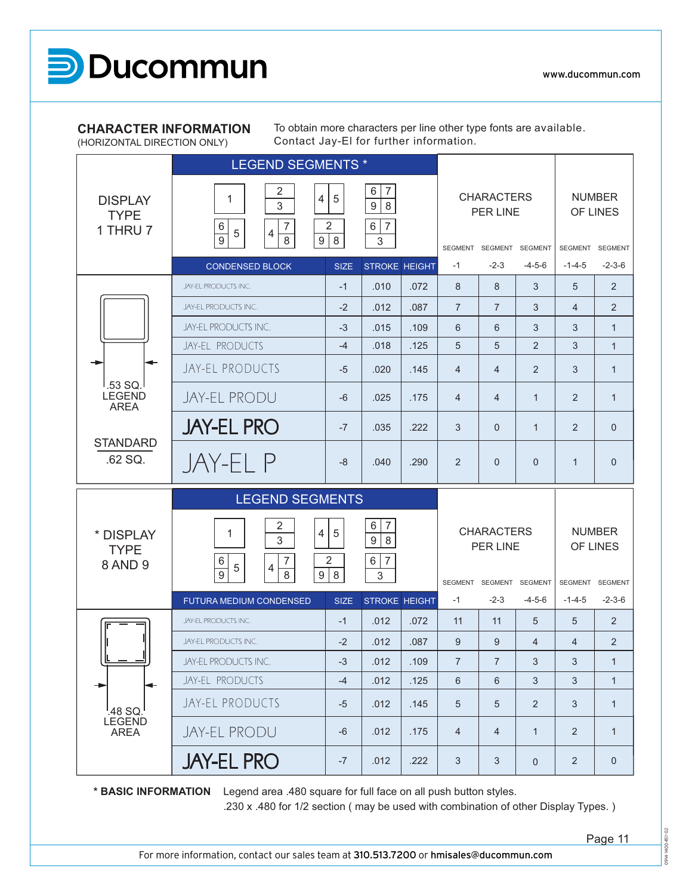## CHARACTER INFORMATION

(HORIZONTAL DIRECTION ONLY)

To obtain more characters per line other type fonts are available. Contact Jay-El for further information.

**DISPLAY TYPE 1 THRU 7** — LEGEND SEGMENTS *

Segment layouts: 1 | 2/3 | 4 5 | 6 7 / 9 8 | 6 5 / 9 | 4 7 / 8 | 2 / 9 8 | 6 7 / 3

.53 SQ. LEGEND AREA — STANDARD .62 SQ.

| CONDENSED BLOCK | SIZE | STROKE | HEIGHT | CHARACTERS PER LINE SEGMENT -1 | SEGMENT -2-3 | SEGMENT -4-5-6 | NUMBER OF LINES SEGMENT -1-4-5 | SEGMENT -2-3-6 |
|---|---|---|---|---|---|---|---|---|
| JAY-EL PRODUCTS INC. | -1 | .010 | .072 | 8 | 8 | 3 | 5 | 2 |
| JAY-EL PRODUCTS INC. | -2 | .012 | .087 | 7 | 7 | 3 | 4 | 2 |
| JAY-EL PRODUCTS INC. | -3 | .015 | .109 | 6 | 6 | 3 | 3 | 1 |
| JAY-EL PRODUCTS | -4 | .018 | .125 | 5 | 5 | 2 | 3 | 1 |
| JAY-EL PRODUCTS | -5 | .020 | .145 | 4 | 4 | 2 | 3 | 1 |
| JAY-EL PRODU | -6 | .025 | .175 | 4 | 4 | 1 | 2 | 1 |
| JAY-EL PRO | -7 | .035 | .222 | 3 | 0 | 1 | 2 | 0 |
| JAY-EL P | -8 | .040 | .290 | 2 | 0 | 0 | 1 | 0 |

**\* DISPLAY TYPE 8 AND 9** — LEGEND SEGMENTS

Segment layouts: 1 | 2/3 | 4 5 | 6 7 / 9 8 | 6 5 / 9 | 4 7 / 8 | 2 / 9 8 | 6 7 / 3

.48 SQ. LEGEND AREA

| FUTURA MEDIUM CONDENSED | SIZE | STROKE | HEIGHT | CHARACTERS PER LINE SEGMENT -1 | SEGMENT -2-3 | SEGMENT -4-5-6 | NUMBER OF LINES SEGMENT -1-4-5 | SEGMENT -2-3-6 |
|---|---|---|---|---|---|---|---|---|
| JAY-EL PRODUCTS INC. | -1 | .012 | .072 | 11 | 11 | 5 | 5 | 2 |
| JAY-EL PRODUCTS INC. | -2 | .012 | .087 | 9 | 9 | 4 | 4 | 2 |
| JAY-EL PRODUCTS INC. | -3 | .012 | .109 | 7 | 7 | 3 | 3 | 1 |
| JAY-EL PRODUCTS | -4 | .012 | .125 | 6 | 6 | 3 | 3 | 1 |
| JAY-EL PRODUCTS | -5 | .012 | .145 | 5 | 5 | 2 | 3 | 1 |
| JAY-EL PRODU | -6 | .012 | .175 | 4 | 4 | 1 | 2 | 1 |
| JAY-EL PRO | -7 | .012 | .222 | 3 | 3 | 0 | 2 | 0 |

**\* BASIC INFORMATION** Legend area .480 square for full face on all push button styles.
.230 x .480 for 1/2 section ( may be used with combination of other Display Types. )

For more information, contact our sales team at **310.513.7200** or **hmisales@ducommun.com**